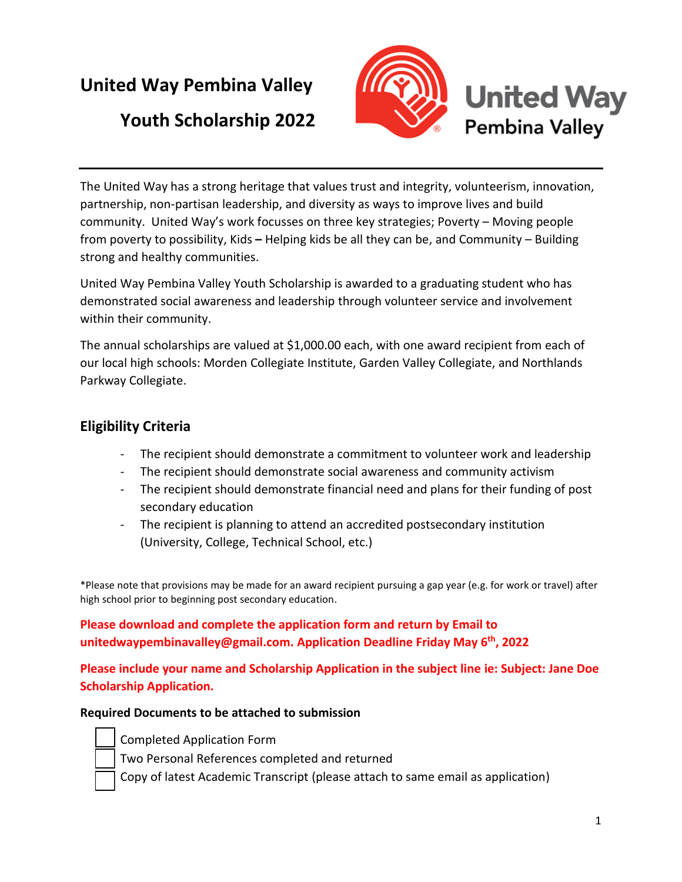# United Way Pembina Valley

# Youth Scholarship 2022

United Way Pembina Valley

The United Way has a strong heritage that values trust and integrity, volunteerism, innovation, partnership, non-partisan leadership, and diversity as ways to improve lives and build community. United Way's work focusses on three key strategies; Poverty – Moving people from poverty to possibility, Kids **–** Helping kids be all they can be, and Community – Building strong and healthy communities.

United Way Pembina Valley Youth Scholarship is awarded to a graduating student who has demonstrated social awareness and leadership through volunteer service and involvement within their community.

The annual scholarships are valued at $1,000.00 each, with one award recipient from each of our local high schools: Morden Collegiate Institute, Garden Valley Collegiate, and Northlands Parkway Collegiate.

## Eligibility Criteria

- The recipient should demonstrate a commitment to volunteer work and leadership
- The recipient should demonstrate social awareness and community activism
- The recipient should demonstrate financial need and plans for their funding of post secondary education
- The recipient is planning to attend an accredited postsecondary institution (University, College, Technical School, etc.)

*Please note that provisions may be made for an award recipient pursuing a gap year (e.g. for work or travel) after high school prior to beginning post secondary education.

**Please download and complete the application form and return by Email to unitedwaypembinavalley@gmail.com. Application Deadline Friday May 6th, 2022**

**Please include your name and Scholarship Application in the subject line ie: Subject: Jane Doe Scholarship Application.**

**Required Documents to be attached to submission**

- [ ] Completed Application Form
- [ ] Two Personal References completed and returned
- [ ] Copy of latest Academic Transcript (please attach to same email as application)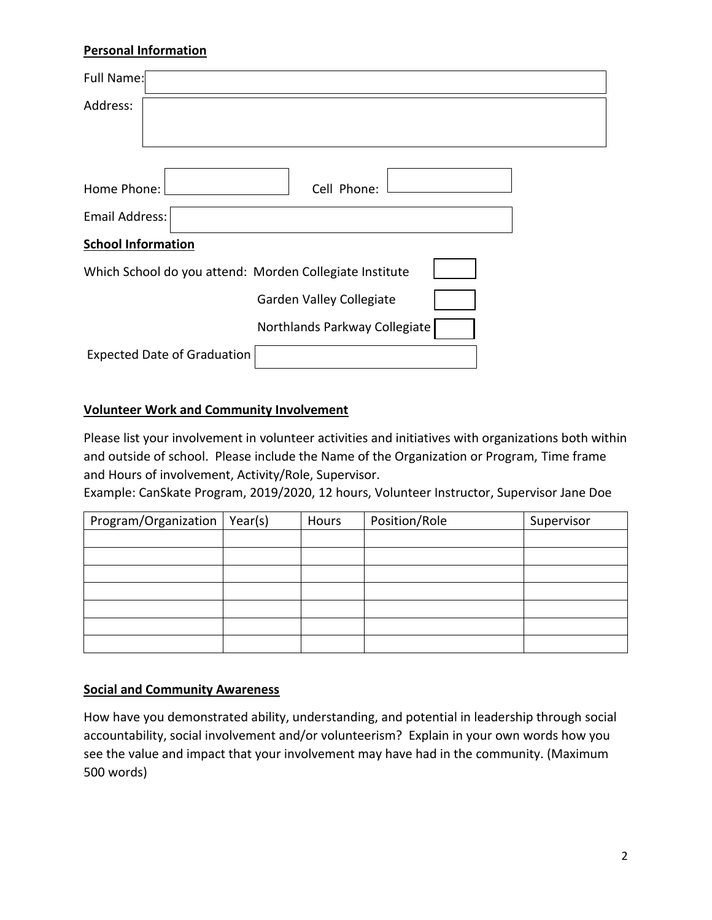**Personal Information**

Full Name:

Address:

Home Phone: &nbsp;&nbsp;&nbsp;&nbsp; Cell Phone:

Email Address:

**School Information**

Which School do you attend: Morden Collegiate Institute

Garden Valley Collegiate

Northlands Parkway Collegiate

Expected Date of Graduation

**Volunteer Work and Community Involvement**

Please list your involvement in volunteer activities and initiatives with organizations both within and outside of school. Please include the Name of the Organization or Program, Time frame and Hours of involvement, Activity/Role, Supervisor.

Example: CanSkate Program, 2019/2020, 12 hours, Volunteer Instructor, Supervisor Jane Doe

| Program/Organization | Year(s) | Hours | Position/Role | Supervisor |
|---|---|---|---|---|
| | | | | |
| | | | | |
| | | | | |
| | | | | |
| | | | | |
| | | | | |
| | | | | |

**Social and Community Awareness**

How have you demonstrated ability, understanding, and potential in leadership through social accountability, social involvement and/or volunteerism? Explain in your own words how you see the value and impact that your involvement may have had in the community. (Maximum 500 words)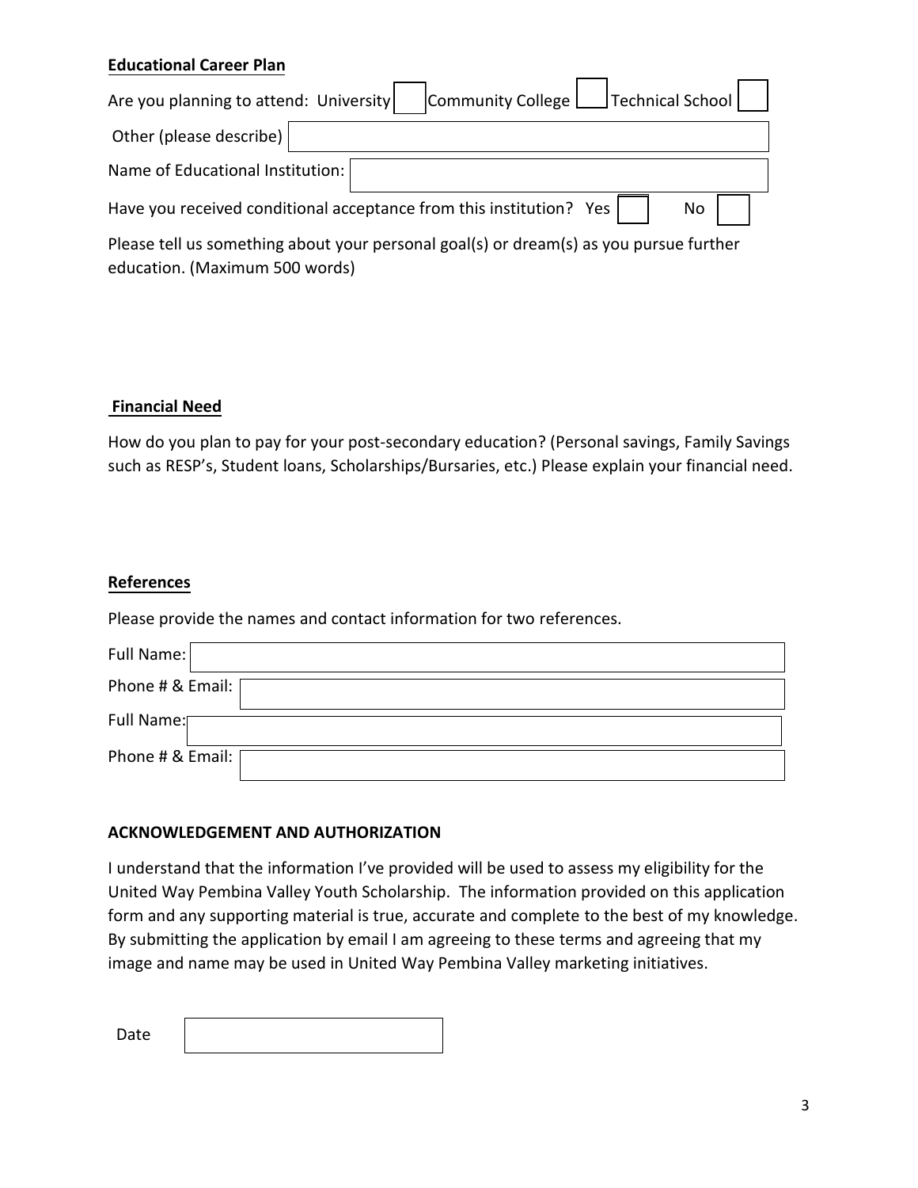**Educational Career Plan**

Are you planning to attend: University ☐ Community College ☐ Technical School ☐

Other (please describe)

Name of Educational Institution:

Have you received conditional acceptance from this institution? Yes ☐ No ☐

Please tell us something about your personal goal(s) or dream(s) as you pursue further education. (Maximum 500 words)

**Financial Need**

How do you plan to pay for your post-secondary education? (Personal savings, Family Savings such as RESP's, Student loans, Scholarships/Bursaries, etc.) Please explain your financial need.

**References**

Please provide the names and contact information for two references.

Full Name:

Phone # & Email:

Full Name:

Phone # & Email:

**ACKNOWLEDGEMENT AND AUTHORIZATION**

I understand that the information I've provided will be used to assess my eligibility for the United Way Pembina Valley Youth Scholarship. The information provided on this application form and any supporting material is true, accurate and complete to the best of my knowledge. By submitting the application by email I am agreeing to these terms and agreeing that my image and name may be used in United Way Pembina Valley marketing initiatives.

Date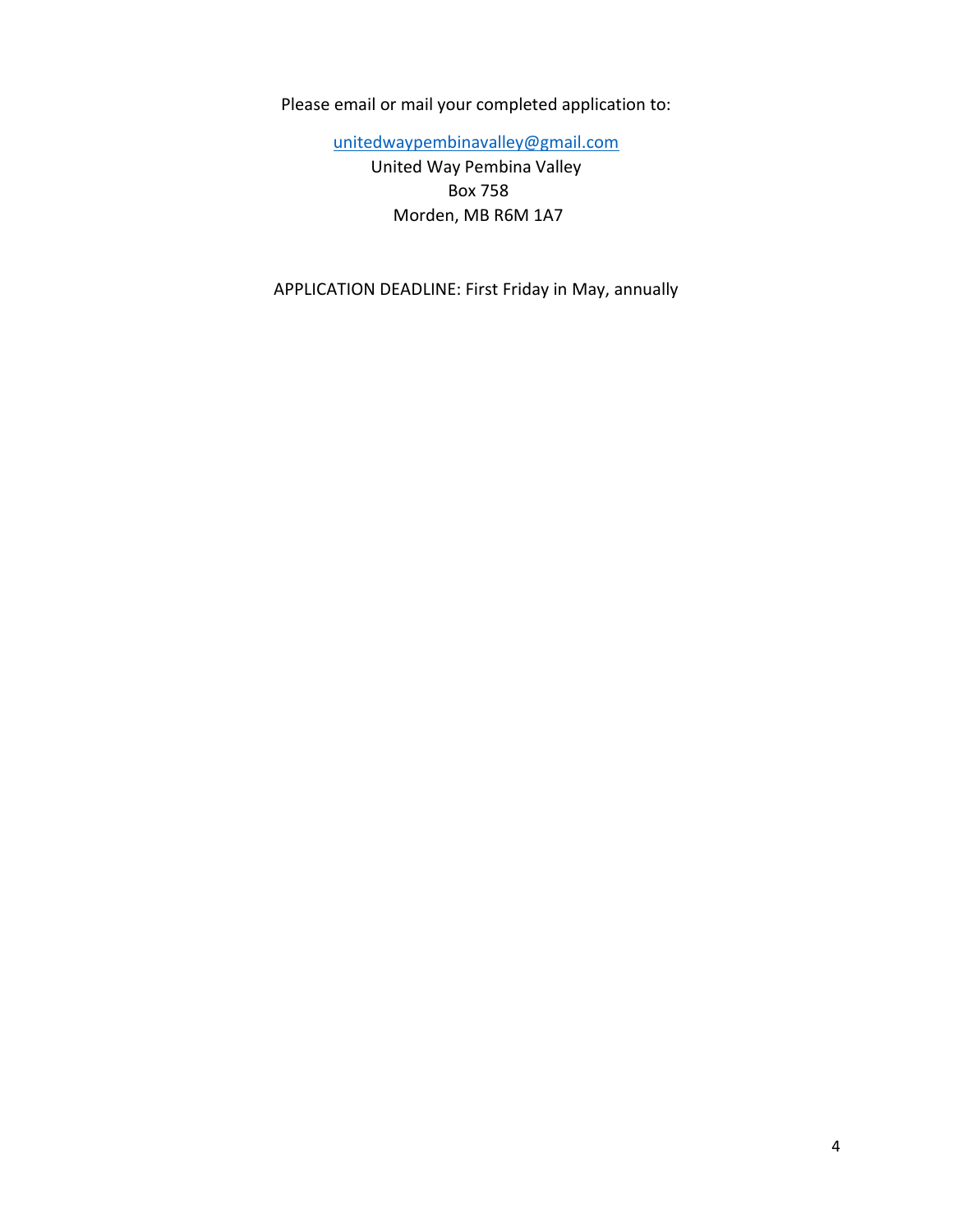Please email or mail your completed application to:

unitedwaypembinavalley@gmail.com
United Way Pembina Valley
Box 758
Morden, MB R6M 1A7

APPLICATION DEADLINE: First Friday in May, annually